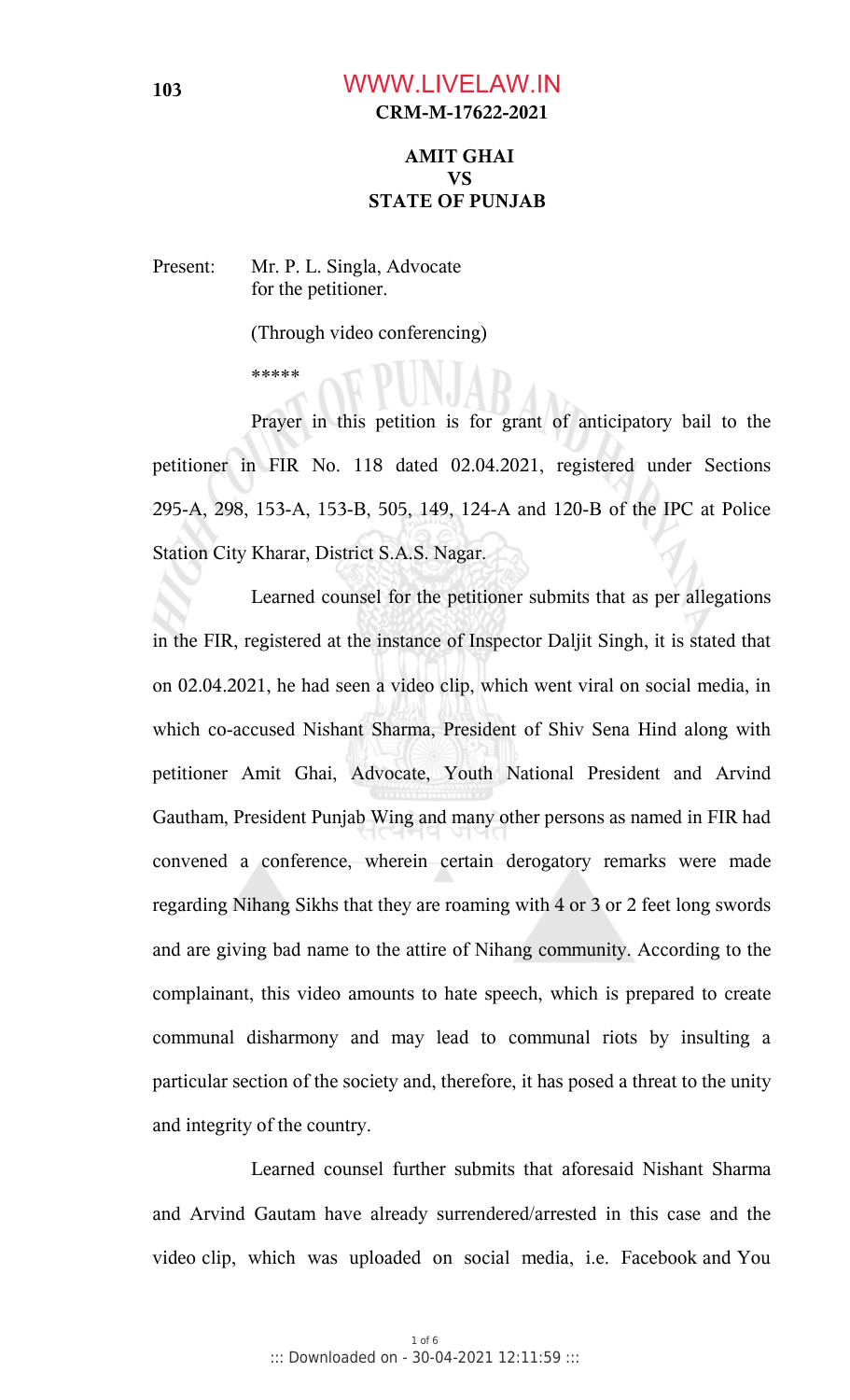**CRM-M-17622-2021**

**AMIT GHAI**
**VS**
**STATE OF PUNJAB**

Present: Mr. P. L. Singla, Advocate
for the petitioner.

(Through video conferencing)

\*\*\*\*\*

Prayer in this petition is for grant of anticipatory bail to the petitioner in FIR No. 118 dated 02.04.2021, registered under Sections 295-A, 298, 153-A, 153-B, 505, 149, 124-A and 120-B of the IPC at Police Station City Kharar, District S.A.S. Nagar.

Learned counsel for the petitioner submits that as per allegations in the FIR, registered at the instance of Inspector Daljit Singh, it is stated that on 02.04.2021, he had seen a video clip, which went viral on social media, in which co-accused Nishant Sharma, President of Shiv Sena Hind along with petitioner Amit Ghai, Advocate, Youth National President and Arvind Gautham, President Punjab Wing and many other persons as named in FIR had convened a conference, wherein certain derogatory remarks were made regarding Nihang Sikhs that they are roaming with 4 or 3 or 2 feet long swords and are giving bad name to the attire of Nihang community. According to the complainant, this video amounts to hate speech, which is prepared to create communal disharmony and may lead to communal riots by insulting a particular section of the society and, therefore, it has posed a threat to the unity and integrity of the country.

Learned counsel further submits that aforesaid Nishant Sharma and Arvind Gautam have already surrendered/arrested in this case and the video clip, which was uploaded on social media, i.e. Facebook and You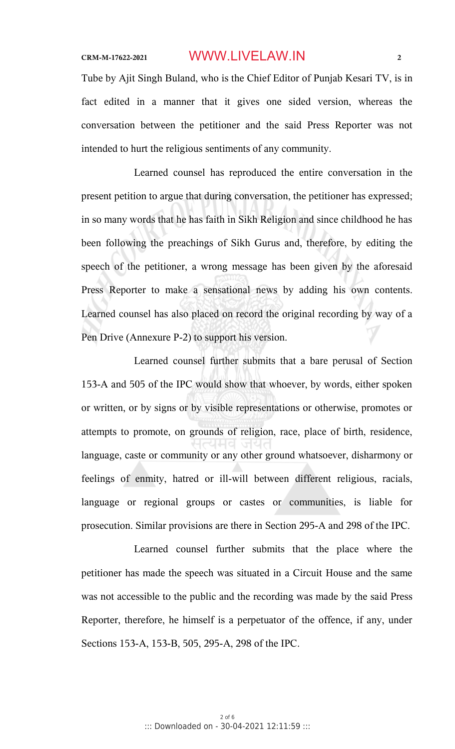Tube by Ajit Singh Buland, who is the Chief Editor of Punjab Kesari TV, is in fact edited in a manner that it gives one sided version, whereas the conversation between the petitioner and the said Press Reporter was not intended to hurt the religious sentiments of any community.

Learned counsel has reproduced the entire conversation in the present petition to argue that during conversation, the petitioner has expressed; in so many words that he has faith in Sikh Religion and since childhood he has been following the preachings of Sikh Gurus and, therefore, by editing the speech of the petitioner, a wrong message has been given by the aforesaid Press Reporter to make a sensational news by adding his own contents. Learned counsel has also placed on record the original recording by way of a Pen Drive (Annexure P-2) to support his version.

Learned counsel further submits that a bare perusal of Section 153-A and 505 of the IPC would show that whoever, by words, either spoken or written, or by signs or by visible representations or otherwise, promotes or attempts to promote, on grounds of religion, race, place of birth, residence, language, caste or community or any other ground whatsoever, disharmony or feelings of enmity, hatred or ill-will between different religious, racials, language or regional groups or castes or communities, is liable for prosecution. Similar provisions are there in Section 295-A and 298 of the IPC.

Learned counsel further submits that the place where the petitioner has made the speech was situated in a Circuit House and the same was not accessible to the public and the recording was made by the said Press Reporter, therefore, he himself is a perpetuator of the offence, if any, under Sections 153-A, 153-B, 505, 295-A, 298 of the IPC.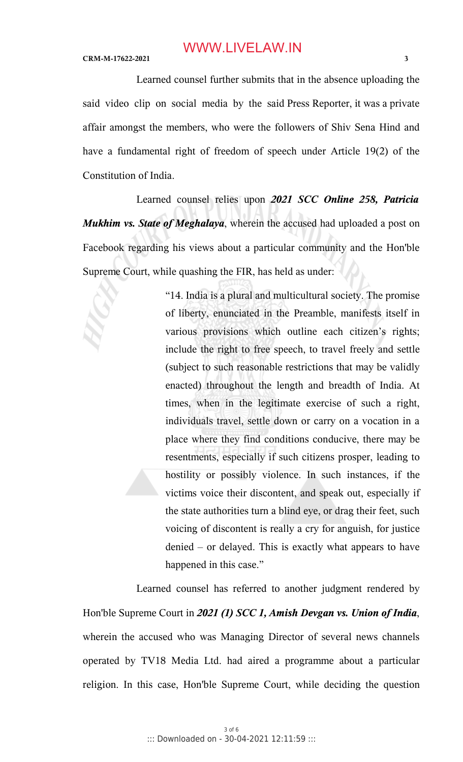Learned counsel further submits that in the absence uploading the said video clip on social media by the said Press Reporter, it was a private affair amongst the members, who were the followers of Shiv Sena Hind and have a fundamental right of freedom of speech under Article 19(2) of the Constitution of India.

Learned counsel relies upon ***2021 SCC Online 258, Patricia Mukhim vs. State of Meghalaya***, wherein the accused had uploaded a post on Facebook regarding his views about a particular community and the Hon'ble Supreme Court, while quashing the FIR, has held as under:

> "14. India is a plural and multicultural society. The promise of liberty, enunciated in the Preamble, manifests itself in various provisions which outline each citizen's rights; include the right to free speech, to travel freely and settle (subject to such reasonable restrictions that may be validly enacted) throughout the length and breadth of India. At times, when in the legitimate exercise of such a right, individuals travel, settle down or carry on a vocation in a place where they find conditions conducive, there may be resentments, especially if such citizens prosper, leading to hostility or possibly violence. In such instances, if the victims voice their discontent, and speak out, especially if the state authorities turn a blind eye, or drag their feet, such voicing of discontent is really a cry for anguish, for justice denied – or delayed. This is exactly what appears to have happened in this case."

Learned counsel has referred to another judgment rendered by Hon'ble Supreme Court in ***2021 (1) SCC 1, Amish Devgan vs. Union of India***, wherein the accused who was Managing Director of several news channels operated by TV18 Media Ltd. had aired a programme about a particular religion. In this case, Hon'ble Supreme Court, while deciding the question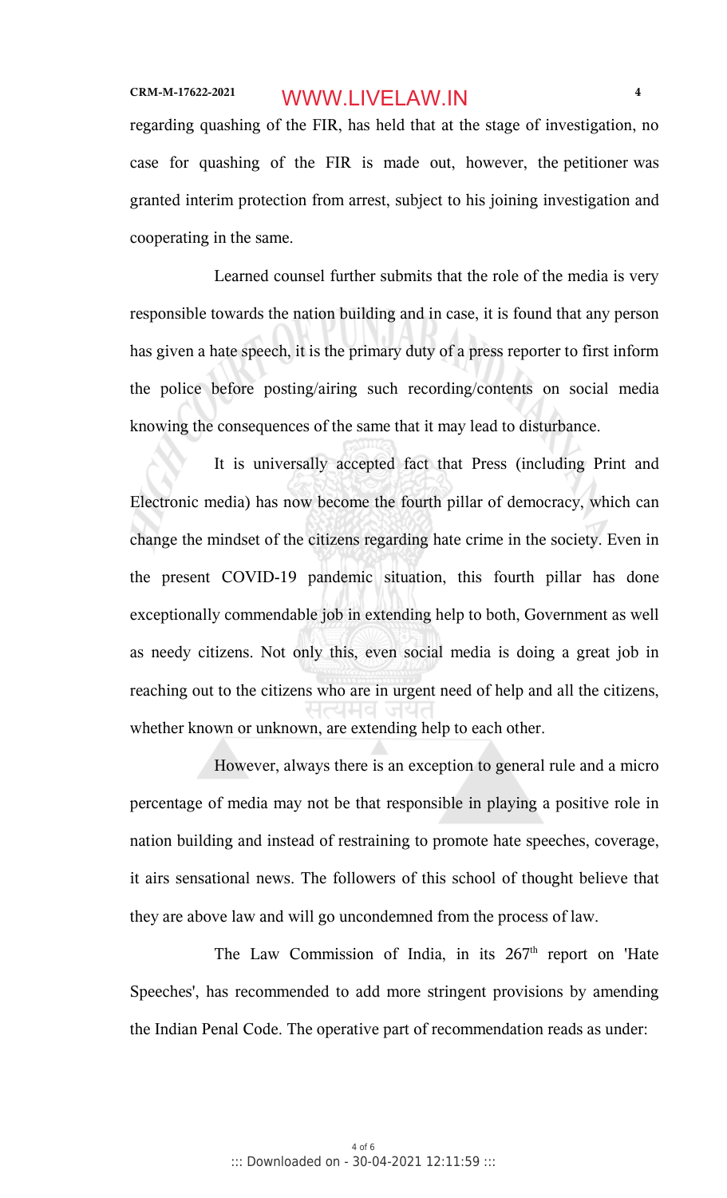regarding quashing of the FIR, has held that at the stage of investigation, no case for quashing of the FIR is made out, however, the petitioner was granted interim protection from arrest, subject to his joining investigation and cooperating in the same.

Learned counsel further submits that the role of the media is very responsible towards the nation building and in case, it is found that any person has given a hate speech, it is the primary duty of a press reporter to first inform the police before posting/airing such recording/contents on social media knowing the consequences of the same that it may lead to disturbance.

It is universally accepted fact that Press (including Print and Electronic media) has now become the fourth pillar of democracy, which can change the mindset of the citizens regarding hate crime in the society. Even in the present COVID-19 pandemic situation, this fourth pillar has done exceptionally commendable job in extending help to both, Government as well as needy citizens. Not only this, even social media is doing a great job in reaching out to the citizens who are in urgent need of help and all the citizens, whether known or unknown, are extending help to each other.

However, always there is an exception to general rule and a micro percentage of media may not be that responsible in playing a positive role in nation building and instead of restraining to promote hate speeches, coverage, it airs sensational news. The followers of this school of thought believe that they are above law and will go uncondemned from the process of law.

The Law Commission of India, in its 267th report on 'Hate Speeches', has recommended to add more stringent provisions by amending the Indian Penal Code. The operative part of recommendation reads as under: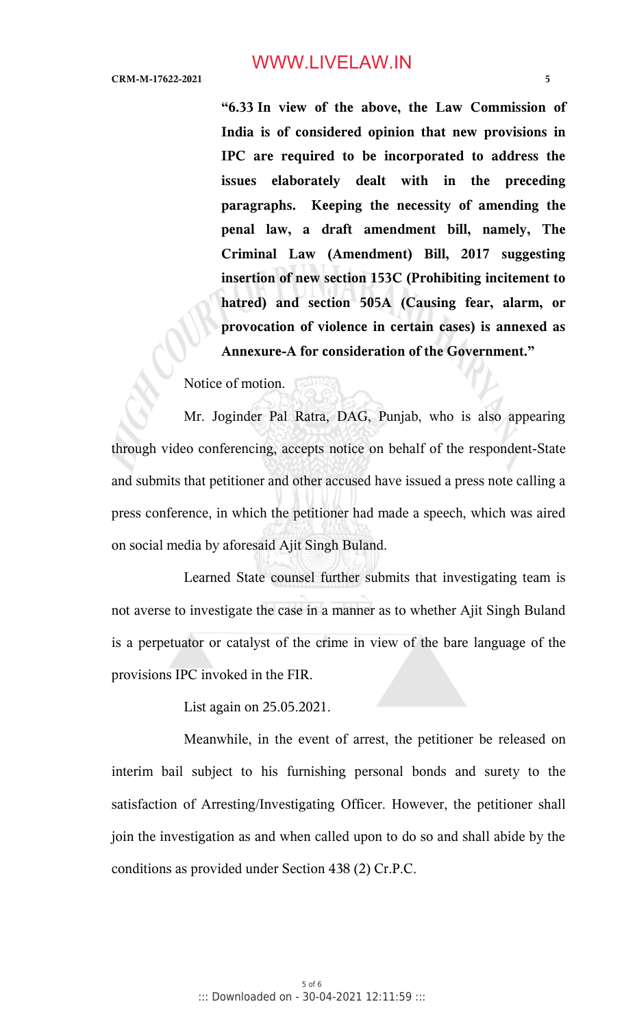> **"6.33 In view of the above, the Law Commission of India is of considered opinion that new provisions in IPC are required to be incorporated to address the issues elaborately dealt with in the preceding paragraphs. Keeping the necessity of amending the penal law, a draft amendment bill, namely, The Criminal Law (Amendment) Bill, 2017 suggesting insertion of new section 153C (Prohibiting incitement to hatred) and section 505A (Causing fear, alarm, or provocation of violence in certain cases) is annexed as Annexure-A for consideration of the Government."**

Notice of motion.

Mr. Joginder Pal Ratra, DAG, Punjab, who is also appearing through video conferencing, accepts notice on behalf of the respondent-State and submits that petitioner and other accused have issued a press note calling a press conference, in which the petitioner had made a speech, which was aired on social media by aforesaid Ajit Singh Buland.

Learned State counsel further submits that investigating team is not averse to investigate the case in a manner as to whether Ajit Singh Buland is a perpetuator or catalyst of the crime in view of the bare language of the provisions IPC invoked in the FIR.

List again on 25.05.2021.

Meanwhile, in the event of arrest, the petitioner be released on interim bail subject to his furnishing personal bonds and surety to the satisfaction of Arresting/Investigating Officer. However, the petitioner shall join the investigation as and when called upon to do so and shall abide by the conditions as provided under Section 438 (2) Cr.P.C.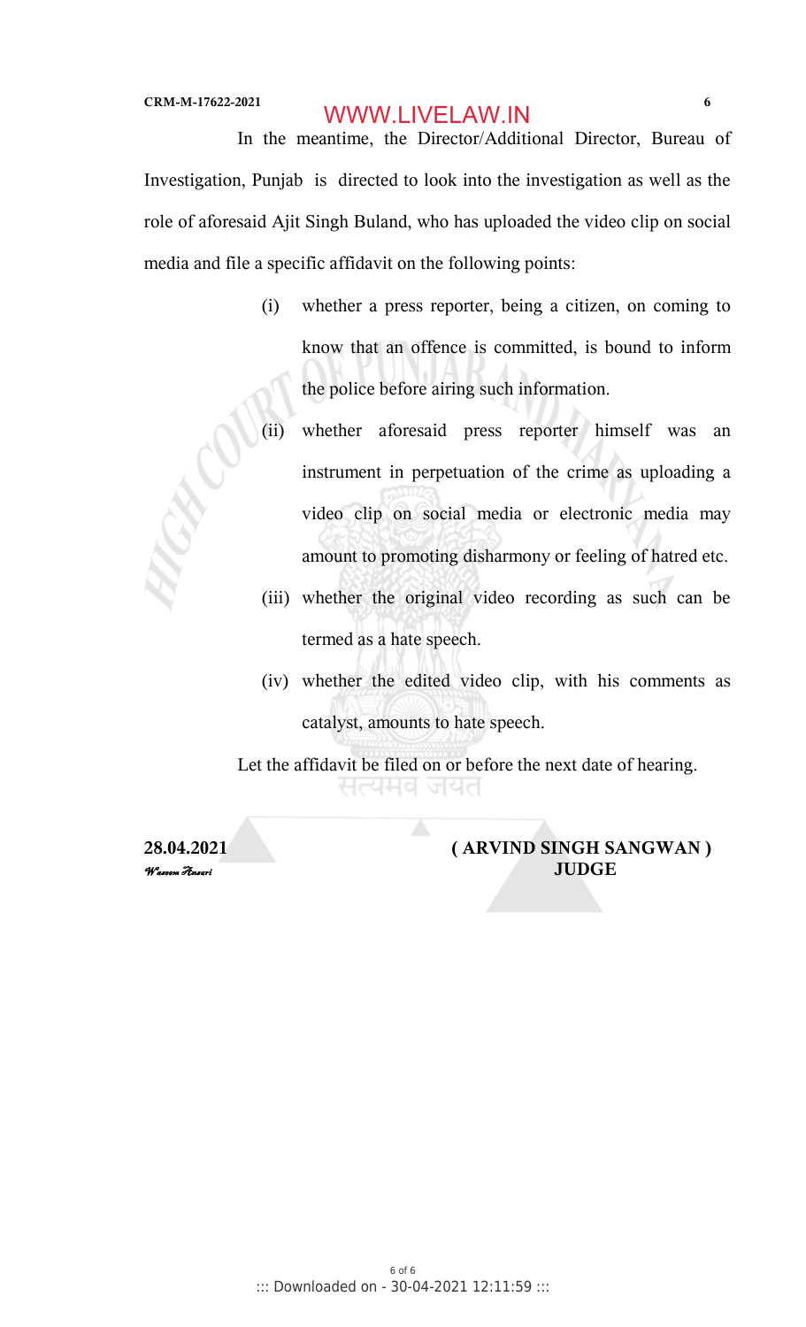In the meantime, the Director/Additional Director, Bureau of Investigation, Punjab is directed to look into the investigation as well as the role of aforesaid Ajit Singh Buland, who has uploaded the video clip on social media and file a specific affidavit on the following points:

(i) whether a press reporter, being a citizen, on coming to know that an offence is committed, is bound to inform the police before airing such information.

(ii) whether aforesaid press reporter himself was an instrument in perpetuation of the crime as uploading a video clip on social media or electronic media may amount to promoting disharmony or feeling of hatred etc.

(iii) whether the original video recording as such can be termed as a hate speech.

(iv) whether the edited video clip, with his comments as catalyst, amounts to hate speech.

Let the affidavit be filed on or before the next date of hearing.

**28.04.2021**
*Waseem Ansari*

**( ARVIND SINGH SANGWAN )**
**JUDGE**